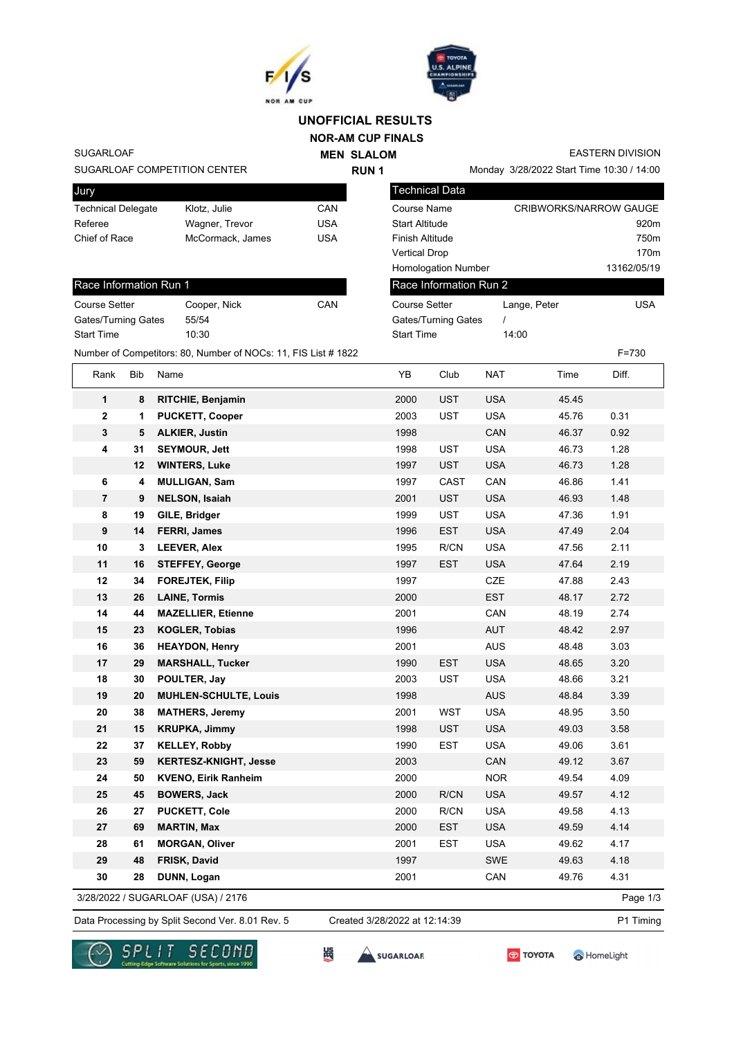# UNOFFICIAL RESULTS

## NOR-AM CUP FINALS

### MEN SLALOM

### RUN 1

SUGARLOAF — EASTERN DIVISION

SUGARLOAF COMPETITION CENTER — Monday 3/28/2022 Start Time 10:30 / 14:00

| Jury | | |
|---|---|---|
| Technical Delegate | Klotz, Julie | CAN |
| Referee | Wagner, Trevor | USA |
| Chief of Race | McCormack, James | USA |

| Technical Data | |
|---|---|
| Course Name | CRIBWORKS/NARROW GAUGE |
| Start Altitude | 920m |
| Finish Altitude | 750m |
| Vertical Drop | 170m |
| Homologation Number | 13162/05/19 |

| Race Information Run 1 | | |
|---|---|---|
| Course Setter | Cooper, Nick | CAN |
| Gates/Turning Gates | 55/54 | |
| Start Time | 10:30 | |

| Race Information Run 2 | | |
|---|---|---|
| Course Setter | Lange, Peter | USA |
| Gates/Turning Gates | / | |
| Start Time | 14:00 | |

Number of Competitors: 80, Number of NOCs: 11, FIS List # 1822 — F=730

| Rank | Bib | Name | YB | Club | NAT | Time | Diff. |
|---|---|---|---|---|---|---|---|
| 1 | 8 | **RITCHIE, Benjamin** | 2000 | UST | USA | 45.45 | |
| 2 | 1 | **PUCKETT, Cooper** | 2003 | UST | USA | 45.76 | 0.31 |
| 3 | 5 | **ALKIER, Justin** | 1998 | | CAN | 46.37 | 0.92 |
| 4 | 31 | **SEYMOUR, Jett** | 1998 | UST | USA | 46.73 | 1.28 |
| | 12 | **WINTERS, Luke** | 1997 | UST | USA | 46.73 | 1.28 |
| 6 | 4 | **MULLIGAN, Sam** | 1997 | CAST | CAN | 46.86 | 1.41 |
| 7 | 9 | **NELSON, Isaiah** | 2001 | UST | USA | 46.93 | 1.48 |
| 8 | 19 | **GILE, Bridger** | 1999 | UST | USA | 47.36 | 1.91 |
| 9 | 14 | **FERRI, James** | 1996 | EST | USA | 47.49 | 2.04 |
| 10 | 3 | **LEEVER, Alex** | 1995 | R/CN | USA | 47.56 | 2.11 |
| 11 | 16 | **STEFFEY, George** | 1997 | EST | USA | 47.64 | 2.19 |
| 12 | 34 | **FOREJTEK, Filip** | 1997 | | CZE | 47.88 | 2.43 |
| 13 | 26 | **LAINE, Tormis** | 2000 | | EST | 48.17 | 2.72 |
| 14 | 44 | **MAZELLIER, Etienne** | 2001 | | CAN | 48.19 | 2.74 |
| 15 | 23 | **KOGLER, Tobias** | 1996 | | AUT | 48.42 | 2.97 |
| 16 | 36 | **HEAYDON, Henry** | 2001 | | AUS | 48.48 | 3.03 |
| 17 | 29 | **MARSHALL, Tucker** | 1990 | EST | USA | 48.65 | 3.20 |
| 18 | 30 | **POULTER, Jay** | 2003 | UST | USA | 48.66 | 3.21 |
| 19 | 20 | **MUHLEN-SCHULTE, Louis** | 1998 | | AUS | 48.84 | 3.39 |
| 20 | 38 | **MATHERS, Jeremy** | 2001 | WST | USA | 48.95 | 3.50 |
| 21 | 15 | **KRUPKA, Jimmy** | 1998 | UST | USA | 49.03 | 3.58 |
| 22 | 37 | **KELLEY, Robby** | 1990 | EST | USA | 49.06 | 3.61 |
| 23 | 59 | **KERTESZ-KNIGHT, Jesse** | 2003 | | CAN | 49.12 | 3.67 |
| 24 | 50 | **KVENO, Eirik Ranheim** | 2000 | | NOR | 49.54 | 4.09 |
| 25 | 45 | **BOWERS, Jack** | 2000 | R/CN | USA | 49.57 | 4.12 |
| 26 | 27 | **PUCKETT, Cole** | 2000 | R/CN | USA | 49.58 | 4.13 |
| 27 | 69 | **MARTIN, Max** | 2000 | EST | USA | 49.59 | 4.14 |
| 28 | 61 | **MORGAN, Oliver** | 2001 | EST | USA | 49.62 | 4.17 |
| 29 | 48 | **FRISK, David** | 1997 | | SWE | 49.63 | 4.18 |
| 30 | 28 | **DUNN, Logan** | 2001 | | CAN | 49.76 | 4.31 |

3/28/2022 / SUGARLOAF (USA) / 2176

Data Processing by Split Second Ver. 8.01 Rev. 5 — Created 3/28/2022 at 12:14:39 — P1 Timing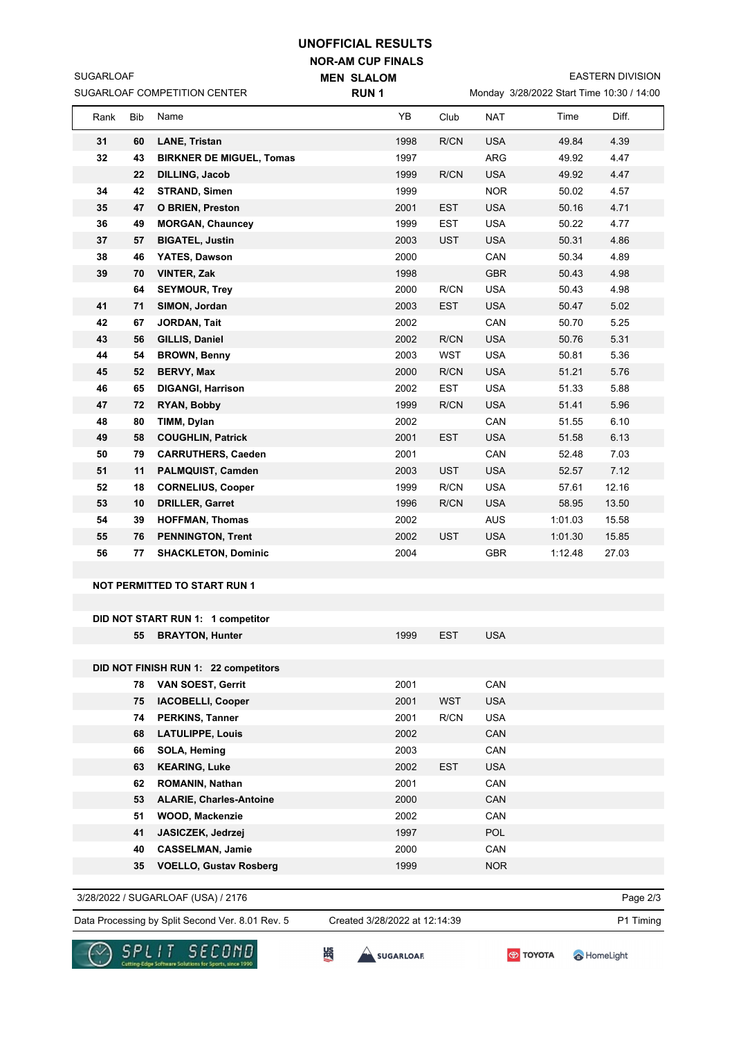# UNOFFICIAL RESULTS

## NOR-AM CUP FINALS

SUGARLOAF | MEN SLALOM | EASTERN DIVISION

SUGARLOAF COMPETITION CENTER | RUN 1 | Monday 3/28/2022 Start Time 10:30 / 14:00

| Rank | Bib | Name | YB | Club | NAT | Time | Diff. |
|---|---|---|---|---|---|---|---|
| 31 | 60 | LANE, Tristan | 1998 | R/CN | USA | 49.84 | 4.39 |
| 32 | 43 | BIRKNER DE MIGUEL, Tomas | 1997 | | ARG | 49.92 | 4.47 |
| | 22 | DILLING, Jacob | 1999 | R/CN | USA | 49.92 | 4.47 |
| 34 | 42 | STRAND, Simen | 1999 | | NOR | 50.02 | 4.57 |
| 35 | 47 | O BRIEN, Preston | 2001 | EST | USA | 50.16 | 4.71 |
| 36 | 49 | MORGAN, Chauncey | 1999 | EST | USA | 50.22 | 4.77 |
| 37 | 57 | BIGATEL, Justin | 2003 | UST | USA | 50.31 | 4.86 |
| 38 | 46 | YATES, Dawson | 2000 | | CAN | 50.34 | 4.89 |
| 39 | 70 | VINTER, Zak | 1998 | | GBR | 50.43 | 4.98 |
| | 64 | SEYMOUR, Trey | 2000 | R/CN | USA | 50.43 | 4.98 |
| 41 | 71 | SIMON, Jordan | 2003 | EST | USA | 50.47 | 5.02 |
| 42 | 67 | JORDAN, Tait | 2002 | | CAN | 50.70 | 5.25 |
| 43 | 56 | GILLIS, Daniel | 2002 | R/CN | USA | 50.76 | 5.31 |
| 44 | 54 | BROWN, Benny | 2003 | WST | USA | 50.81 | 5.36 |
| 45 | 52 | BERVY, Max | 2000 | R/CN | USA | 51.21 | 5.76 |
| 46 | 65 | DIGANGI, Harrison | 2002 | EST | USA | 51.33 | 5.88 |
| 47 | 72 | RYAN, Bobby | 1999 | R/CN | USA | 51.41 | 5.96 |
| 48 | 80 | TIMM, Dylan | 2002 | | CAN | 51.55 | 6.10 |
| 49 | 58 | COUGHLIN, Patrick | 2001 | EST | USA | 51.58 | 6.13 |
| 50 | 79 | CARRUTHERS, Caeden | 2001 | | CAN | 52.48 | 7.03 |
| 51 | 11 | PALMQUIST, Camden | 2003 | UST | USA | 52.57 | 7.12 |
| 52 | 18 | CORNELIUS, Cooper | 1999 | R/CN | USA | 57.61 | 12.16 |
| 53 | 10 | DRILLER, Garret | 1996 | R/CN | USA | 58.95 | 13.50 |
| 54 | 39 | HOFFMAN, Thomas | 2002 | | AUS | 1:01.03 | 15.58 |
| 55 | 76 | PENNINGTON, Trent | 2002 | UST | USA | 1:01.30 | 15.85 |
| 56 | 77 | SHACKLETON, Dominic | 2004 | | GBR | 1:12.48 | 27.03 |

**NOT PERMITTED TO START RUN 1**

**DID NOT START RUN 1: 1 competitor**

| Bib | Name | YB | Club | NAT |
|---|---|---|---|---|
| 55 | BRAYTON, Hunter | 1999 | EST | USA |

**DID NOT FINISH RUN 1: 22 competitors**

| Bib | Name | YB | Club | NAT |
|---|---|---|---|---|
| 78 | VAN SOEST, Gerrit | 2001 | | CAN |
| 75 | IACOBELLI, Cooper | 2001 | WST | USA |
| 74 | PERKINS, Tanner | 2001 | R/CN | USA |
| 68 | LATULIPPE, Louis | 2002 | | CAN |
| 66 | SOLA, Heming | 2003 | | CAN |
| 63 | KEARING, Luke | 2002 | EST | USA |
| 62 | ROMANIN, Nathan | 2001 | | CAN |
| 53 | ALARIE, Charles-Antoine | 2000 | | CAN |
| 51 | WOOD, Mackenzie | 2002 | | CAN |
| 41 | JASICZEK, Jedrzej | 1997 | | POL |
| 40 | CASSELMAN, Jamie | 2000 | | CAN |
| 35 | VOELLO, Gustav Rosberg | 1999 | | NOR |

3/28/2022 / SUGARLOAF (USA) / 2176

Data Processing by Split Second Ver. 8.01 Rev. 5 | Created 3/28/2022 at 12:14:39 | P1 Timing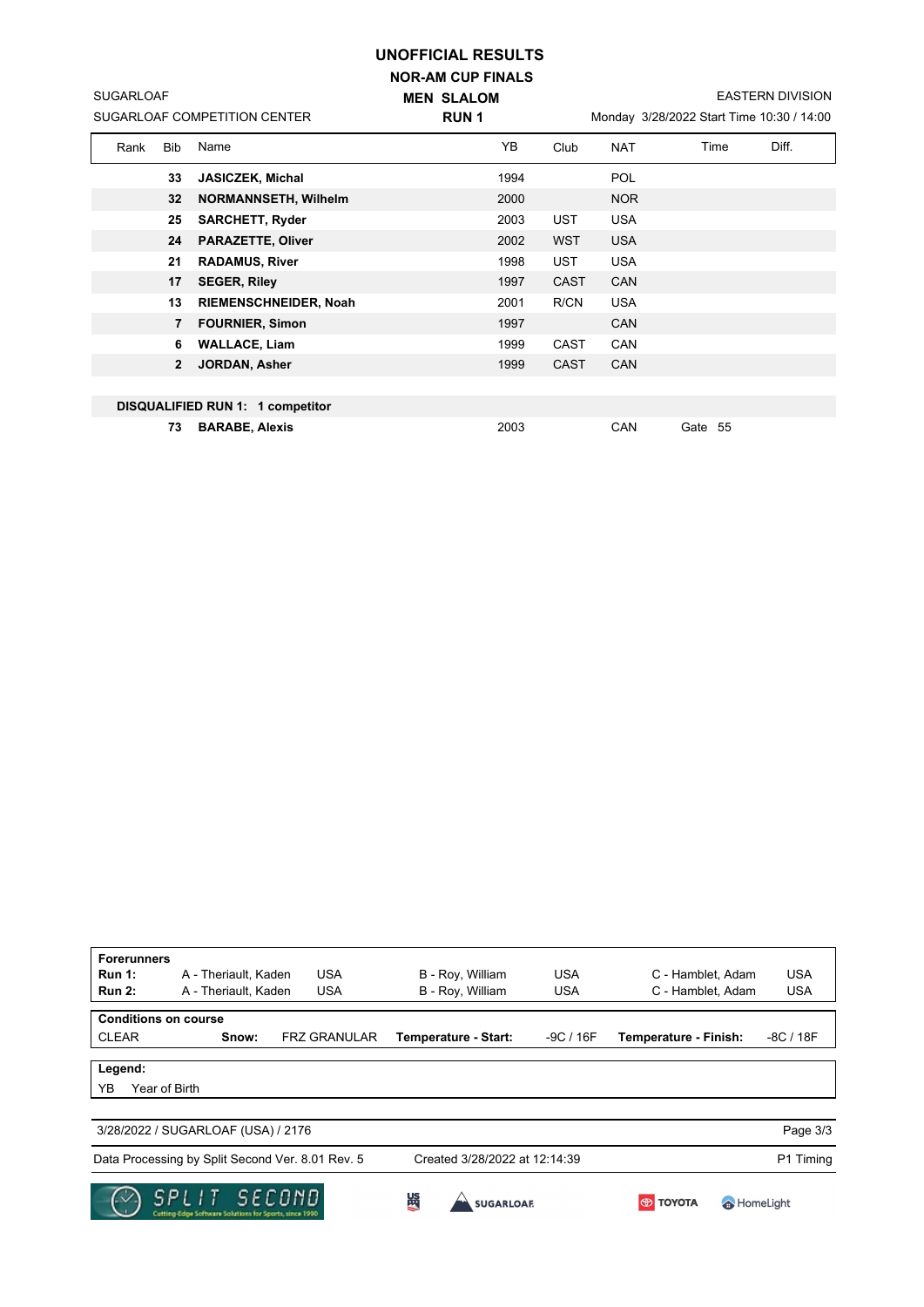# UNOFFICIAL RESULTS

## NOR-AM CUP FINALS

SUGARLOAF | MEN SLALOM | EASTERN DIVISION

SUGARLOAF COMPETITION CENTER | RUN 1 | Monday 3/28/2022 Start Time 10:30 / 14:00

| Rank | Bib | Name | YB | Club | NAT | Time | Diff. |
|---|---|---|---|---|---|---|---|
| | 33 | **JASICZEK, Michal** | 1994 | | POL | | |
| | 32 | **NORMANNSETH, Wilhelm** | 2000 | | NOR | | |
| | 25 | **SARCHETT, Ryder** | 2003 | UST | USA | | |
| | 24 | **PARAZETTE, Oliver** | 2002 | WST | USA | | |
| | 21 | **RADAMUS, River** | 1998 | UST | USA | | |
| | 17 | **SEGER, Riley** | 1997 | CAST | CAN | | |
| | 13 | **RIEMENSCHNEIDER, Noah** | 2001 | R/CN | USA | | |
| | 7 | **FOURNIER, Simon** | 1997 | | CAN | | |
| | 6 | **WALLACE, Liam** | 1999 | CAST | CAN | | |
| | 2 | **JORDAN, Asher** | 1999 | CAST | CAN | | |
| **DISQUALIFIED RUN 1: 1 competitor** | | | | | | | |
| | 73 | **BARABE, Alexis** | 2003 | | CAN | Gate 55 | |

**Forerunners**

| | | | | | | |
|---|---|---|---|---|---|---|
| **Run 1:** | A - Theriault, Kaden | USA | B - Roy, William | USA | C - Hamblet, Adam | USA |
| **Run 2:** | A - Theriault, Kaden | USA | B - Roy, William | USA | C - Hamblet, Adam | USA |

**Conditions on course**

| | | | | | | |
|---|---|---|---|---|---|---|
| CLEAR | **Snow:** | FRZ GRANULAR | **Temperature - Start:** | -9C / 16F | **Temperature - Finish:** | -8C / 18F |

**Legend:**

YB Year of Birth

3/28/2022 / SUGARLOAF (USA) / 2176

Data Processing by Split Second Ver. 8.01 Rev. 5 | Created 3/28/2022 at 12:14:39 | P1 Timing